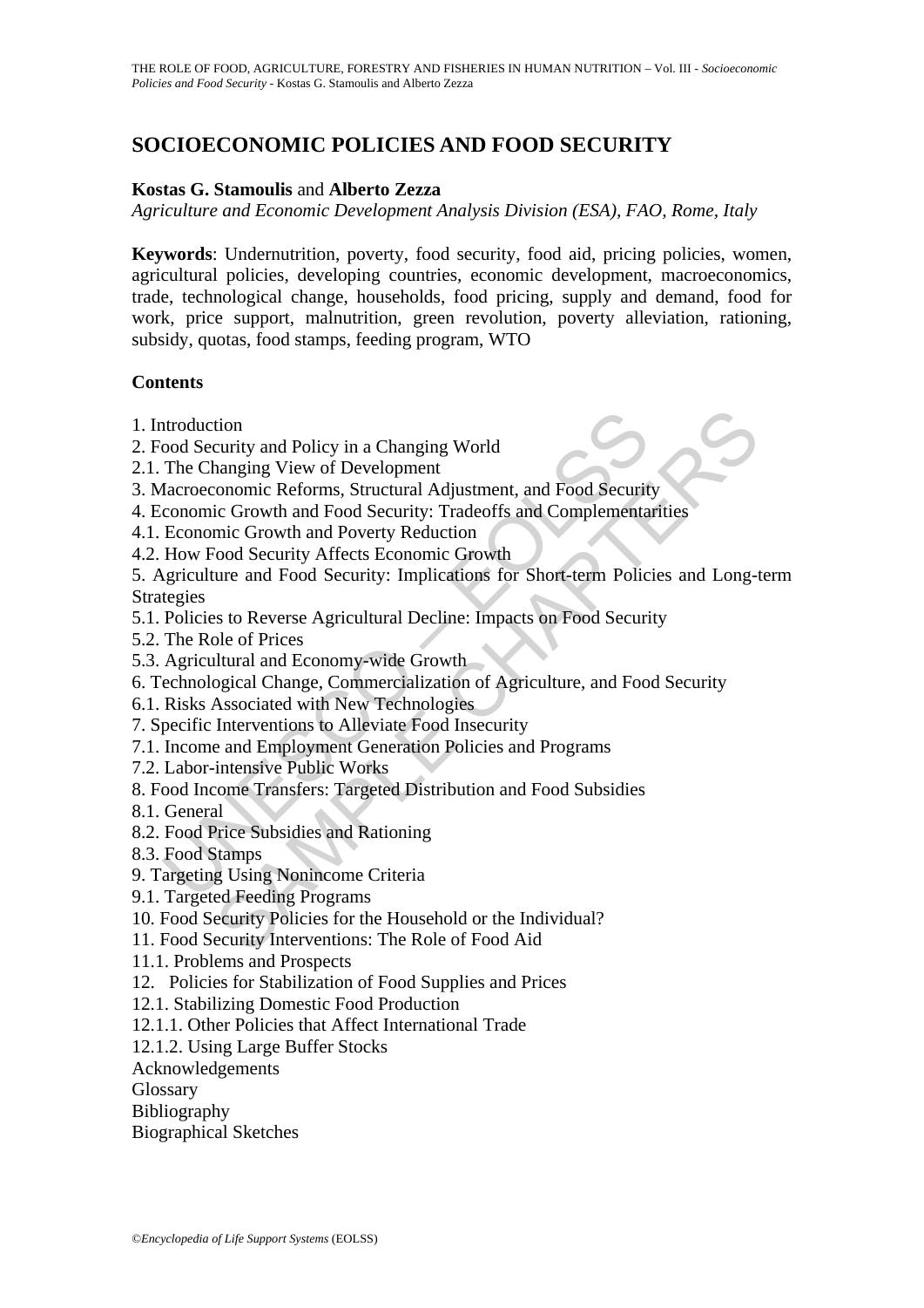# SOCIOECONOMIC POLICIES AND FOOD SECURITY

**Kostas G. Stamoulis** and **Alberto Zezza**

*Agriculture and Economic Development Analysis Division (ESA), FAO, Rome, Italy*

**Keywords**: Undernutrition, poverty, food security, food aid, pricing policies, women, agricultural policies, developing countries, economic development, macroeconomics, trade, technological change, households, food pricing, supply and demand, food for work, price support, malnutrition, green revolution, poverty alleviation, rationing, subsidy, quotas, food stamps, feeding program, WTO

## Contents

1. Introduction
2. Food Security and Policy in a Changing World
2.1. The Changing View of Development
3. Macroeconomic Reforms, Structural Adjustment, and Food Security
4. Economic Growth and Food Security: Tradeoffs and Complementarities
4.1. Economic Growth and Poverty Reduction
4.2. How Food Security Affects Economic Growth
5. Agriculture and Food Security: Implications for Short-term Policies and Long-term Strategies
5.1. Policies to Reverse Agricultural Decline: Impacts on Food Security
5.2. The Role of Prices
5.3. Agricultural and Economy-wide Growth
6. Technological Change, Commercialization of Agriculture, and Food Security
6.1. Risks Associated with New Technologies
7. Specific Interventions to Alleviate Food Insecurity
7.1. Income and Employment Generation Policies and Programs
7.2. Labor-intensive Public Works
8. Food Income Transfers: Targeted Distribution and Food Subsidies
8.1. General
8.2. Food Price Subsidies and Rationing
8.3. Food Stamps
9. Targeting Using Nonincome Criteria
9.1. Targeted Feeding Programs
10. Food Security Policies for the Household or the Individual?
11. Food Security Interventions: The Role of Food Aid
11.1. Problems and Prospects
12. Policies for Stabilization of Food Supplies and Prices
12.1. Stabilizing Domestic Food Production
12.1.1. Other Policies that Affect International Trade
12.1.2. Using Large Buffer Stocks

Acknowledgements
Glossary
Bibliography
Biographical Sketches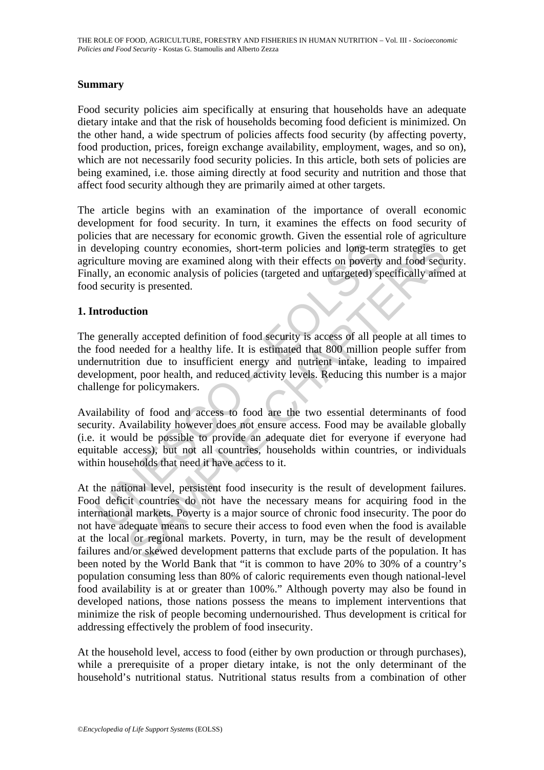## Summary

Food security policies aim specifically at ensuring that households have an adequate dietary intake and that the risk of households becoming food deficient is minimized. On the other hand, a wide spectrum of policies affects food security (by affecting poverty, food production, prices, foreign exchange availability, employment, wages, and so on), which are not necessarily food security policies. In this article, both sets of policies are being examined, i.e. those aiming directly at food security and nutrition and those that affect food security although they are primarily aimed at other targets.

The article begins with an examination of the importance of overall economic development for food security. In turn, it examines the effects on food security of policies that are necessary for economic growth. Given the essential role of agriculture in developing country economies, short-term policies and long-term strategies to get agriculture moving are examined along with their effects on poverty and food security. Finally, an economic analysis of policies (targeted and untargeted) specifically aimed at food security is presented.

## 1. Introduction

The generally accepted definition of food security is access of all people at all times to the food needed for a healthy life. It is estimated that 800 million people suffer from undernutrition due to insufficient energy and nutrient intake, leading to impaired development, poor health, and reduced activity levels. Reducing this number is a major challenge for policymakers.

Availability of food and access to food are the two essential determinants of food security. Availability however does not ensure access. Food may be available globally (i.e. it would be possible to provide an adequate diet for everyone if everyone had equitable access), but not all countries, households within countries, or individuals within households that need it have access to it.

At the national level, persistent food insecurity is the result of development failures. Food deficit countries do not have the necessary means for acquiring food in the international markets. Poverty is a major source of chronic food insecurity. The poor do not have adequate means to secure their access to food even when the food is available at the local or regional markets. Poverty, in turn, may be the result of development failures and/or skewed development patterns that exclude parts of the population. It has been noted by the World Bank that "it is common to have 20% to 30% of a country's population consuming less than 80% of caloric requirements even though national-level food availability is at or greater than 100%." Although poverty may also be found in developed nations, those nations possess the means to implement interventions that minimize the risk of people becoming undernourished. Thus development is critical for addressing effectively the problem of food insecurity.

At the household level, access to food (either by own production or through purchases), while a prerequisite of a proper dietary intake, is not the only determinant of the household's nutritional status. Nutritional status results from a combination of other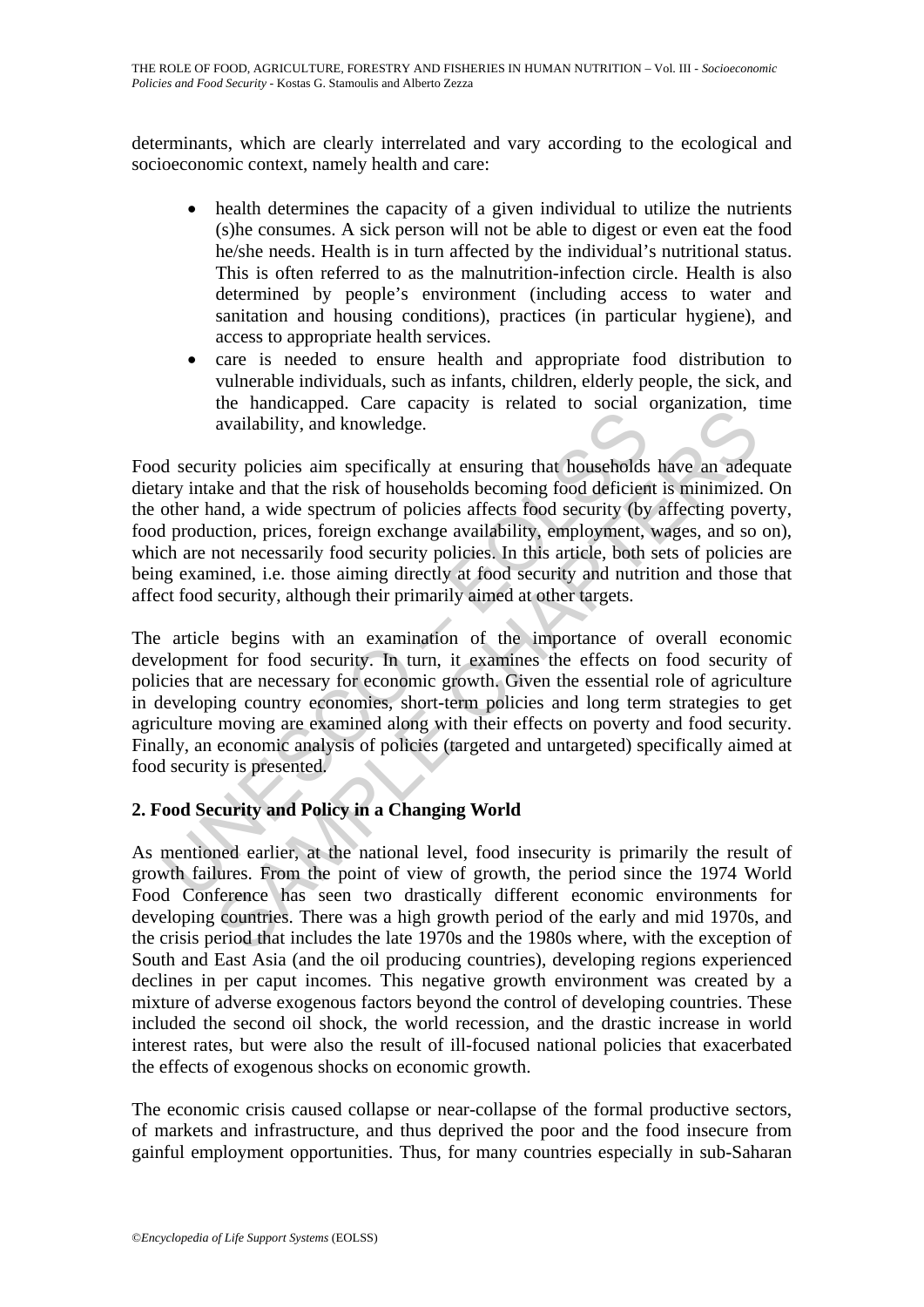determinants, which are clearly interrelated and vary according to the ecological and socioeconomic context, namely health and care:

- health determines the capacity of a given individual to utilize the nutrients (s)he consumes. A sick person will not be able to digest or even eat the food he/she needs. Health is in turn affected by the individual's nutritional status. This is often referred to as the malnutrition-infection circle. Health is also determined by people's environment (including access to water and sanitation and housing conditions), practices (in particular hygiene), and access to appropriate health services.
- care is needed to ensure health and appropriate food distribution to vulnerable individuals, such as infants, children, elderly people, the sick, and the handicapped. Care capacity is related to social organization, time availability, and knowledge.

Food security policies aim specifically at ensuring that households have an adequate dietary intake and that the risk of households becoming food deficient is minimized. On the other hand, a wide spectrum of policies affects food security (by affecting poverty, food production, prices, foreign exchange availability, employment, wages, and so on), which are not necessarily food security policies. In this article, both sets of policies are being examined, i.e. those aiming directly at food security and nutrition and those that affect food security, although their primarily aimed at other targets.

The article begins with an examination of the importance of overall economic development for food security. In turn, it examines the effects on food security of policies that are necessary for economic growth. Given the essential role of agriculture in developing country economies, short-term policies and long term strategies to get agriculture moving are examined along with their effects on poverty and food security. Finally, an economic analysis of policies (targeted and untargeted) specifically aimed at food security is presented.

## 2. Food Security and Policy in a Changing World

As mentioned earlier, at the national level, food insecurity is primarily the result of growth failures. From the point of view of growth, the period since the 1974 World Food Conference has seen two drastically different economic environments for developing countries. There was a high growth period of the early and mid 1970s, and the crisis period that includes the late 1970s and the 1980s where, with the exception of South and East Asia (and the oil producing countries), developing regions experienced declines in per caput incomes. This negative growth environment was created by a mixture of adverse exogenous factors beyond the control of developing countries. These included the second oil shock, the world recession, and the drastic increase in world interest rates, but were also the result of ill-focused national policies that exacerbated the effects of exogenous shocks on economic growth.

The economic crisis caused collapse or near-collapse of the formal productive sectors, of markets and infrastructure, and thus deprived the poor and the food insecure from gainful employment opportunities. Thus, for many countries especially in sub-Saharan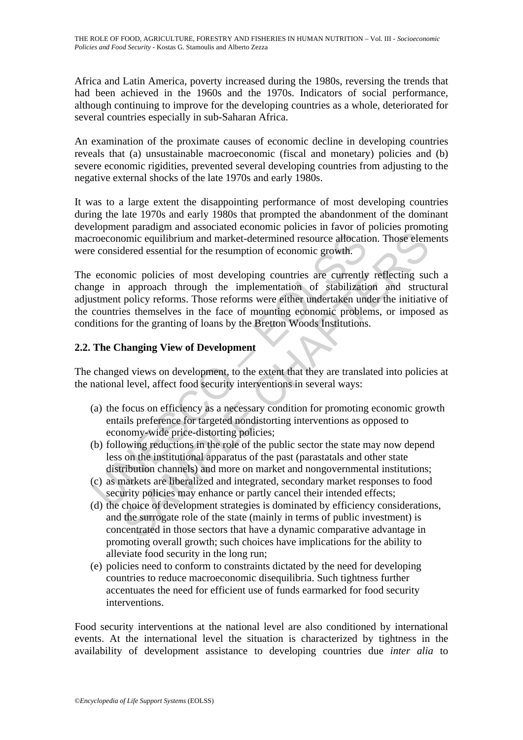Africa and Latin America, poverty increased during the 1980s, reversing the trends that had been achieved in the 1960s and the 1970s. Indicators of social performance, although continuing to improve for the developing countries as a whole, deteriorated for several countries especially in sub-Saharan Africa.

An examination of the proximate causes of economic decline in developing countries reveals that (a) unsustainable macroeconomic (fiscal and monetary) policies and (b) severe economic rigidities, prevented several developing countries from adjusting to the negative external shocks of the late 1970s and early 1980s.

It was to a large extent the disappointing performance of most developing countries during the late 1970s and early 1980s that prompted the abandonment of the dominant development paradigm and associated economic policies in favor of policies promoting macroeconomic equilibrium and market-determined resource allocation. Those elements were considered essential for the resumption of economic growth.

The economic policies of most developing countries are currently reflecting such a change in approach through the implementation of stabilization and structural adjustment policy reforms. Those reforms were either undertaken under the initiative of the countries themselves in the face of mounting economic problems, or imposed as conditions for the granting of loans by the Bretton Woods Institutions.

## 2.2. The Changing View of Development

The changed views on development, to the extent that they are translated into policies at the national level, affect food security interventions in several ways:

(a) the focus on efficiency as a necessary condition for promoting economic growth entails preference for targeted nondistorting interventions as opposed to economy-wide price-distorting policies;
(b) following reductions in the role of the public sector the state may now depend less on the institutional apparatus of the past (parastatals and other state distribution channels) and more on market and nongovernmental institutions;
(c) as markets are liberalized and integrated, secondary market responses to food security policies may enhance or partly cancel their intended effects;
(d) the choice of development strategies is dominated by efficiency considerations, and the surrogate role of the state (mainly in terms of public investment) is concentrated in those sectors that have a dynamic comparative advantage in promoting overall growth; such choices have implications for the ability to alleviate food security in the long run;
(e) policies need to conform to constraints dictated by the need for developing countries to reduce macroeconomic disequilibria. Such tightness further accentuates the need for efficient use of funds earmarked for food security interventions.

Food security interventions at the national level are also conditioned by international events. At the international level the situation is characterized by tightness in the availability of development assistance to developing countries due *inter alia* to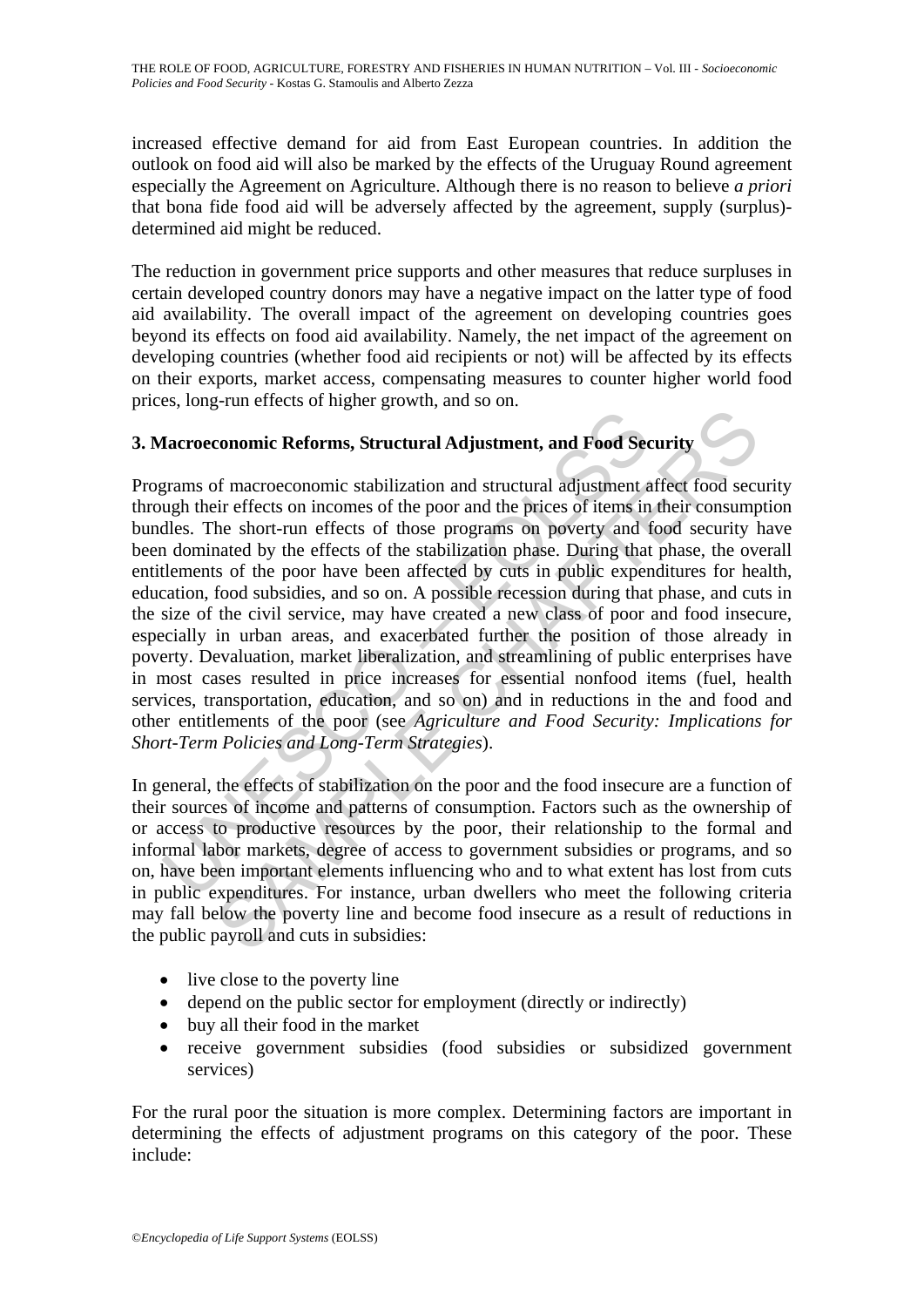increased effective demand for aid from East European countries. In addition the outlook on food aid will also be marked by the effects of the Uruguay Round agreement especially the Agreement on Agriculture. Although there is no reason to believe *a priori* that bona fide food aid will be adversely affected by the agreement, supply (surplus)-determined aid might be reduced.

The reduction in government price supports and other measures that reduce surpluses in certain developed country donors may have a negative impact on the latter type of food aid availability. The overall impact of the agreement on developing countries goes beyond its effects on food aid availability. Namely, the net impact of the agreement on developing countries (whether food aid recipients or not) will be affected by its effects on their exports, market access, compensating measures to counter higher world food prices, long-run effects of higher growth, and so on.

## 3. Macroeconomic Reforms, Structural Adjustment, and Food Security

Programs of macroeconomic stabilization and structural adjustment affect food security through their effects on incomes of the poor and the prices of items in their consumption bundles. The short-run effects of those programs on poverty and food security have been dominated by the effects of the stabilization phase. During that phase, the overall entitlements of the poor have been affected by cuts in public expenditures for health, education, food subsidies, and so on. A possible recession during that phase, and cuts in the size of the civil service, may have created a new class of poor and food insecure, especially in urban areas, and exacerbated further the position of those already in poverty. Devaluation, market liberalization, and streamlining of public enterprises have in most cases resulted in price increases for essential nonfood items (fuel, health services, transportation, education, and so on) and in reductions in the and food and other entitlements of the poor (see *Agriculture and Food Security: Implications for Short-Term Policies and Long-Term Strategies*).

In general, the effects of stabilization on the poor and the food insecure are a function of their sources of income and patterns of consumption. Factors such as the ownership of or access to productive resources by the poor, their relationship to the formal and informal labor markets, degree of access to government subsidies or programs, and so on, have been important elements influencing who and to what extent has lost from cuts in public expenditures. For instance, urban dwellers who meet the following criteria may fall below the poverty line and become food insecure as a result of reductions in the public payroll and cuts in subsidies:

- live close to the poverty line
- depend on the public sector for employment (directly or indirectly)
- buy all their food in the market
- receive government subsidies (food subsidies or subsidized government services)

For the rural poor the situation is more complex. Determining factors are important in determining the effects of adjustment programs on this category of the poor. These include: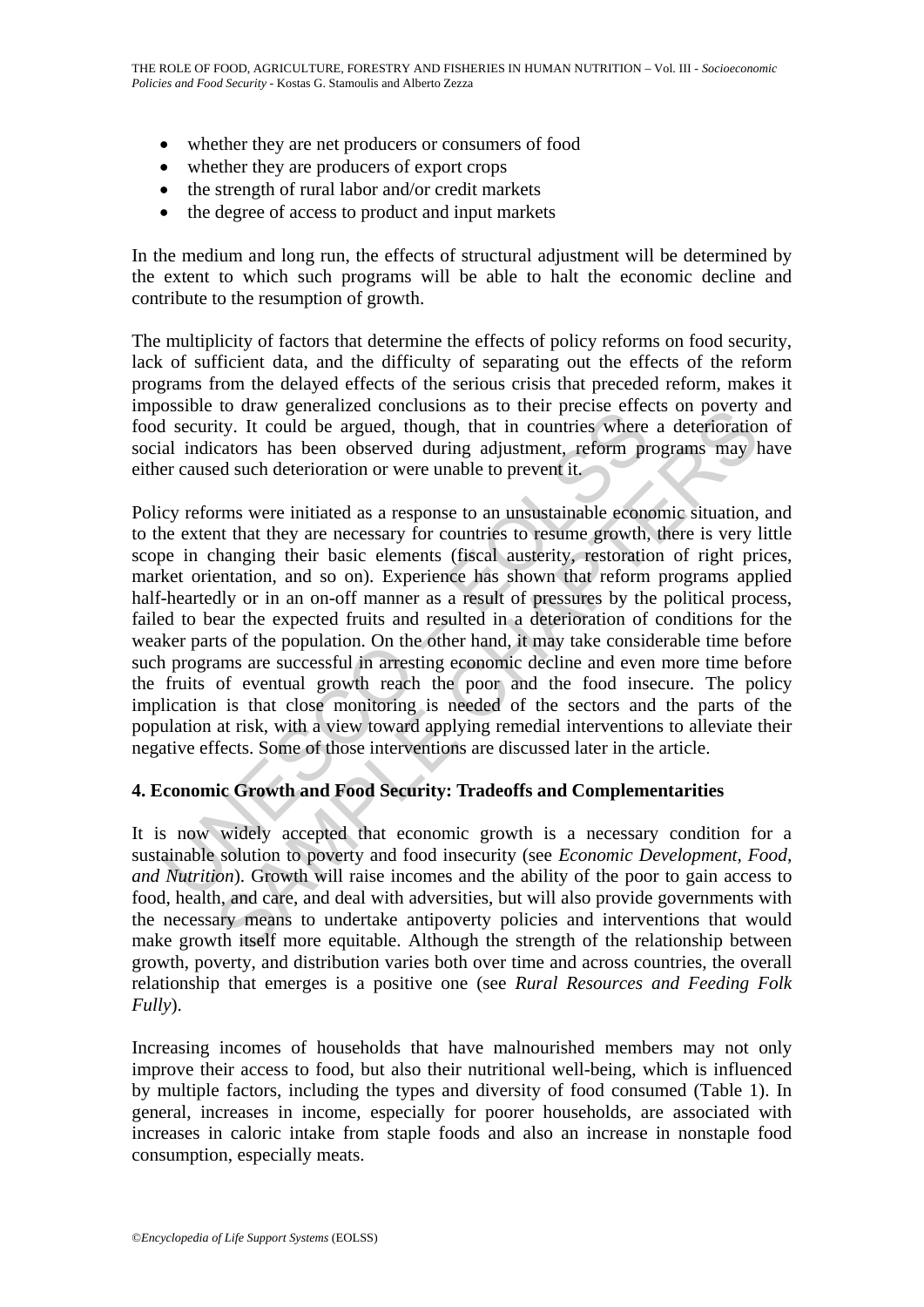- whether they are net producers or consumers of food
- whether they are producers of export crops
- the strength of rural labor and/or credit markets
- the degree of access to product and input markets

In the medium and long run, the effects of structural adjustment will be determined by the extent to which such programs will be able to halt the economic decline and contribute to the resumption of growth.

The multiplicity of factors that determine the effects of policy reforms on food security, lack of sufficient data, and the difficulty of separating out the effects of the reform programs from the delayed effects of the serious crisis that preceded reform, makes it impossible to draw generalized conclusions as to their precise effects on poverty and food security. It could be argued, though, that in countries where a deterioration of social indicators has been observed during adjustment, reform programs may have either caused such deterioration or were unable to prevent it.

Policy reforms were initiated as a response to an unsustainable economic situation, and to the extent that they are necessary for countries to resume growth, there is very little scope in changing their basic elements (fiscal austerity, restoration of right prices, market orientation, and so on). Experience has shown that reform programs applied half-heartedly or in an on-off manner as a result of pressures by the political process, failed to bear the expected fruits and resulted in a deterioration of conditions for the weaker parts of the population. On the other hand, it may take considerable time before such programs are successful in arresting economic decline and even more time before the fruits of eventual growth reach the poor and the food insecure. The policy implication is that close monitoring is needed of the sectors and the parts of the population at risk, with a view toward applying remedial interventions to alleviate their negative effects. Some of those interventions are discussed later in the article.

## 4. Economic Growth and Food Security: Tradeoffs and Complementarities

It is now widely accepted that economic growth is a necessary condition for a sustainable solution to poverty and food insecurity (see *Economic Development, Food, and Nutrition*). Growth will raise incomes and the ability of the poor to gain access to food, health, and care, and deal with adversities, but will also provide governments with the necessary means to undertake antipoverty policies and interventions that would make growth itself more equitable. Although the strength of the relationship between growth, poverty, and distribution varies both over time and across countries, the overall relationship that emerges is a positive one (see *Rural Resources and Feeding Folk Fully*).

Increasing incomes of households that have malnourished members may not only improve their access to food, but also their nutritional well-being, which is influenced by multiple factors, including the types and diversity of food consumed (Table 1). In general, increases in income, especially for poorer households, are associated with increases in caloric intake from staple foods and also an increase in nonstaple food consumption, especially meats.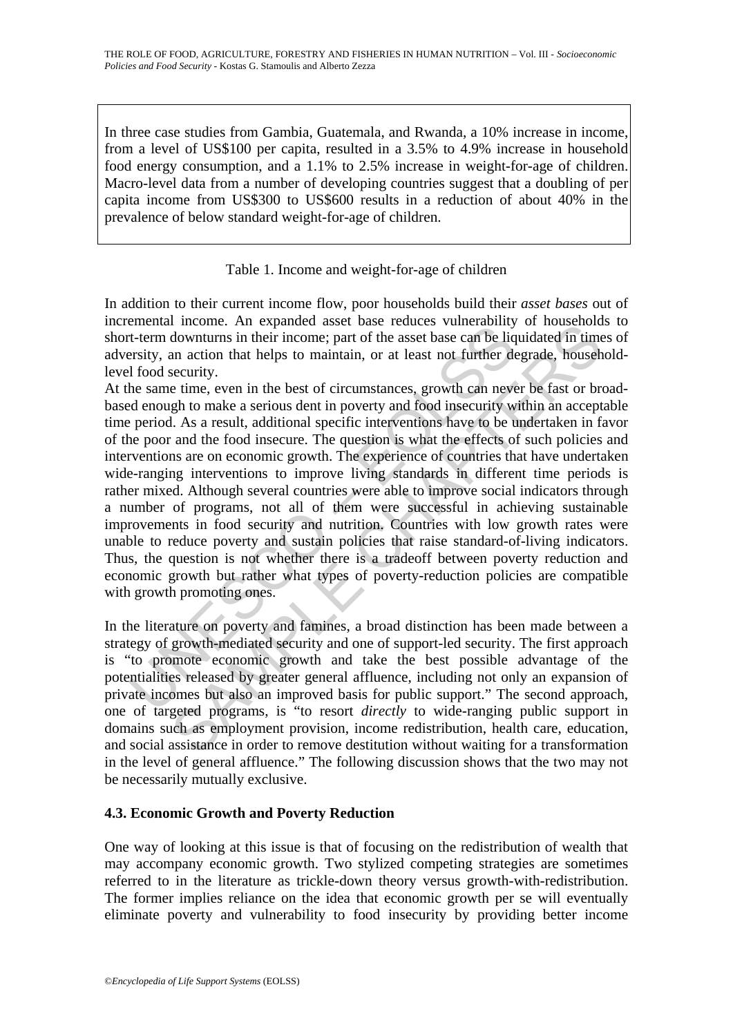In three case studies from Gambia, Guatemala, and Rwanda, a 10% increase in income, from a level of US$100 per capita, resulted in a 3.5% to 4.9% increase in household food energy consumption, and a 1.1% to 2.5% increase in weight-for-age of children. Macro-level data from a number of developing countries suggest that a doubling of per capita income from US$300 to US$600 results in a reduction of about 40% in the prevalence of below standard weight-for-age of children.

Table 1. Income and weight-for-age of children

In addition to their current income flow, poor households build their *asset bases* out of incremental income. An expanded asset base reduces vulnerability of households to short-term downturns in their income; part of the asset base can be liquidated in times of adversity, an action that helps to maintain, or at least not further degrade, household-level food security.

At the same time, even in the best of circumstances, growth can never be fast or broad-based enough to make a serious dent in poverty and food insecurity within an acceptable time period. As a result, additional specific interventions have to be undertaken in favor of the poor and the food insecure. The question is what the effects of such policies and interventions are on economic growth. The experience of countries that have undertaken wide-ranging interventions to improve living standards in different time periods is rather mixed. Although several countries were able to improve social indicators through a number of programs, not all of them were successful in achieving sustainable improvements in food security and nutrition. Countries with low growth rates were unable to reduce poverty and sustain policies that raise standard-of-living indicators. Thus, the question is not whether there is a tradeoff between poverty reduction and economic growth but rather what types of poverty-reduction policies are compatible with growth promoting ones.

In the literature on poverty and famines, a broad distinction has been made between a strategy of growth-mediated security and one of support-led security. The first approach is "to promote economic growth and take the best possible advantage of the potentialities released by greater general affluence, including not only an expansion of private incomes but also an improved basis for public support." The second approach, one of targeted programs, is "to resort *directly* to wide-ranging public support in domains such as employment provision, income redistribution, health care, education, and social assistance in order to remove destitution without waiting for a transformation in the level of general affluence." The following discussion shows that the two may not be necessarily mutually exclusive.

### 4.3. Economic Growth and Poverty Reduction

One way of looking at this issue is that of focusing on the redistribution of wealth that may accompany economic growth. Two stylized competing strategies are sometimes referred to in the literature as trickle-down theory versus growth-with-redistribution. The former implies reliance on the idea that economic growth per se will eventually eliminate poverty and vulnerability to food insecurity by providing better income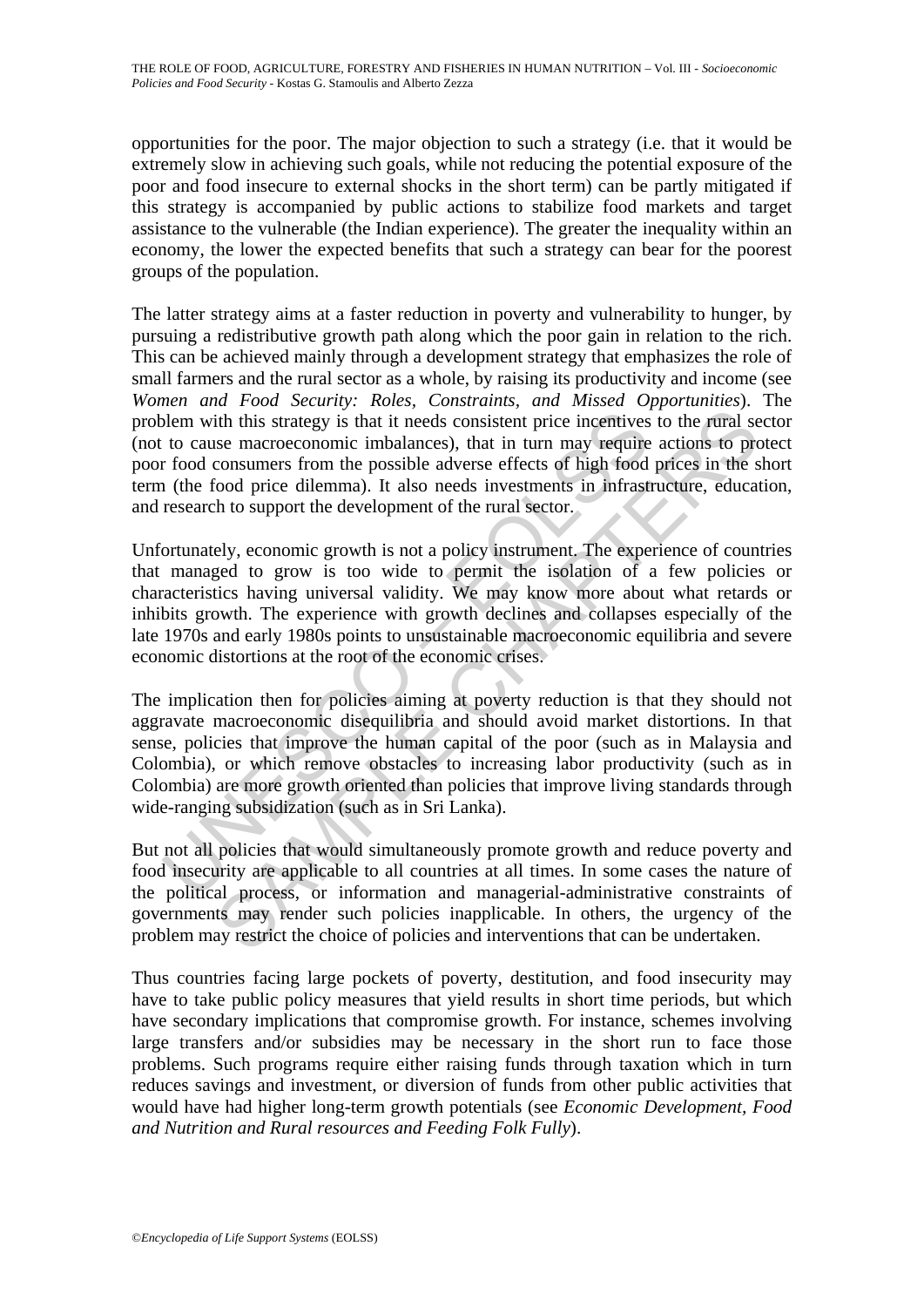opportunities for the poor. The major objection to such a strategy (i.e. that it would be extremely slow in achieving such goals, while not reducing the potential exposure of the poor and food insecure to external shocks in the short term) can be partly mitigated if this strategy is accompanied by public actions to stabilize food markets and target assistance to the vulnerable (the Indian experience). The greater the inequality within an economy, the lower the expected benefits that such a strategy can bear for the poorest groups of the population.

The latter strategy aims at a faster reduction in poverty and vulnerability to hunger, by pursuing a redistributive growth path along which the poor gain in relation to the rich. This can be achieved mainly through a development strategy that emphasizes the role of small farmers and the rural sector as a whole, by raising its productivity and income (see *Women and Food Security: Roles, Constraints, and Missed Opportunities*). The problem with this strategy is that it needs consistent price incentives to the rural sector (not to cause macroeconomic imbalances), that in turn may require actions to protect poor food consumers from the possible adverse effects of high food prices in the short term (the food price dilemma). It also needs investments in infrastructure, education, and research to support the development of the rural sector.

Unfortunately, economic growth is not a policy instrument. The experience of countries that managed to grow is too wide to permit the isolation of a few policies or characteristics having universal validity. We may know more about what retards or inhibits growth. The experience with growth declines and collapses especially of the late 1970s and early 1980s points to unsustainable macroeconomic equilibria and severe economic distortions at the root of the economic crises.

The implication then for policies aiming at poverty reduction is that they should not aggravate macroeconomic disequilibria and should avoid market distortions. In that sense, policies that improve the human capital of the poor (such as in Malaysia and Colombia), or which remove obstacles to increasing labor productivity (such as in Colombia) are more growth oriented than policies that improve living standards through wide-ranging subsidization (such as in Sri Lanka).

But not all policies that would simultaneously promote growth and reduce poverty and food insecurity are applicable to all countries at all times. In some cases the nature of the political process, or information and managerial-administrative constraints of governments may render such policies inapplicable. In others, the urgency of the problem may restrict the choice of policies and interventions that can be undertaken.

Thus countries facing large pockets of poverty, destitution, and food insecurity may have to take public policy measures that yield results in short time periods, but which have secondary implications that compromise growth. For instance, schemes involving large transfers and/or subsidies may be necessary in the short run to face those problems. Such programs require either raising funds through taxation which in turn reduces savings and investment, or diversion of funds from other public activities that would have had higher long-term growth potentials (see *Economic Development, Food and Nutrition and Rural resources and Feeding Folk Fully*).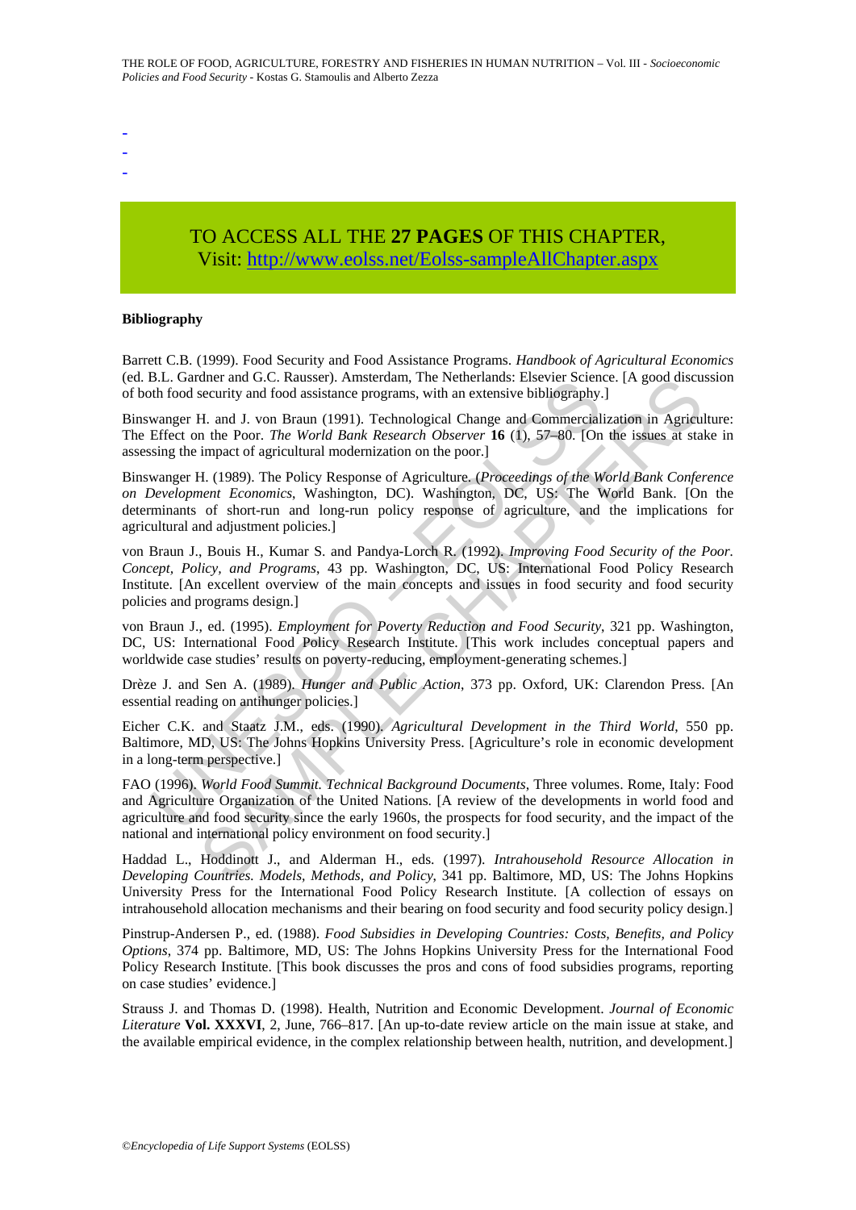-
-
-

TO ACCESS ALL THE **27 PAGES** OF THIS CHAPTER,
Visit: http://www.eolss.net/Eolss-sampleAllChapter.aspx

**Bibliography**

Barrett C.B. (1999). Food Security and Food Assistance Programs. *Handbook of Agricultural Economics* (ed. B.L. Gardner and G.C. Rausser). Amsterdam, The Netherlands: Elsevier Science. [A good discussion of both food security and food assistance programs, with an extensive bibliography.]

Binswanger H. and J. von Braun (1991). Technological Change and Commercialization in Agriculture: The Effect on the Poor. *The World Bank Research Observer* **16** (1), 57–80. [On the issues at stake in assessing the impact of agricultural modernization on the poor.]

Binswanger H. (1989). The Policy Response of Agriculture. (*Proceedings of the World Bank Conference on Development Economics*, Washington, DC). Washington, DC, US: The World Bank. [On the determinants of short-run and long-run policy response of agriculture, and the implications for agricultural and adjustment policies.]

von Braun J., Bouis H., Kumar S. and Pandya-Lorch R. (1992). *Improving Food Security of the Poor. Concept, Policy, and Programs*, 43 pp. Washington, DC, US: International Food Policy Research Institute. [An excellent overview of the main concepts and issues in food security and food security policies and programs design.]

von Braun J., ed. (1995). *Employment for Poverty Reduction and Food Security*, 321 pp. Washington, DC, US: International Food Policy Research Institute. [This work includes conceptual papers and worldwide case studies' results on poverty-reducing, employment-generating schemes.]

Drèze J. and Sen A. (1989). *Hunger and Public Action*, 373 pp. Oxford, UK: Clarendon Press. [An essential reading on antihunger policies.]

Eicher C.K. and Staatz J.M., eds. (1990). *Agricultural Development in the Third World*, 550 pp. Baltimore, MD, US: The Johns Hopkins University Press. [Agriculture's role in economic development in a long-term perspective.]

FAO (1996). *World Food Summit. Technical Background Documents*, Three volumes. Rome, Italy: Food and Agriculture Organization of the United Nations. [A review of the developments in world food and agriculture and food security since the early 1960s, the prospects for food security, and the impact of the national and international policy environment on food security.]

Haddad L., Hoddinott J., and Alderman H., eds. (1997). *Intrahousehold Resource Allocation in Developing Countries. Models, Methods, and Policy*, 341 pp. Baltimore, MD, US: The Johns Hopkins University Press for the International Food Policy Research Institute. [A collection of essays on intrahousehold allocation mechanisms and their bearing on food security and food security policy design.]

Pinstrup-Andersen P., ed. (1988). *Food Subsidies in Developing Countries: Costs, Benefits, and Policy Options*, 374 pp. Baltimore, MD, US: The Johns Hopkins University Press for the International Food Policy Research Institute. [This book discusses the pros and cons of food subsidies programs, reporting on case studies' evidence.]

Strauss J. and Thomas D. (1998). Health, Nutrition and Economic Development. *Journal of Economic Literature* **Vol. XXXVI**, 2, June, 766–817. [An up-to-date review article on the main issue at stake, and the available empirical evidence, in the complex relationship between health, nutrition, and development.]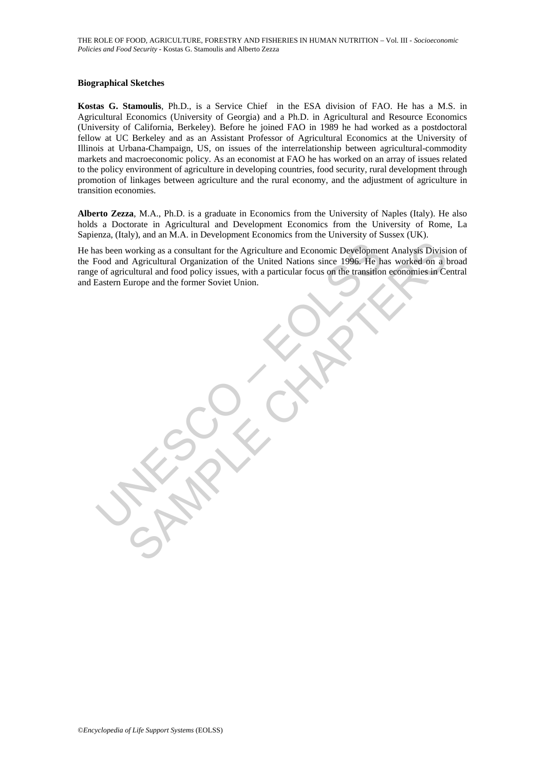#### Biographical Sketches

**Kostas G. Stamoulis**, Ph.D., is a Service Chief in the ESA division of FAO. He has a M.S. in Agricultural Economics (University of Georgia) and a Ph.D. in Agricultural and Resource Economics (University of California, Berkeley). Before he joined FAO in 1989 he had worked as a postdoctoral fellow at UC Berkeley and as an Assistant Professor of Agricultural Economics at the University of Illinois at Urbana-Champaign, US, on issues of the interrelationship between agricultural-commodity markets and macroeconomic policy. As an economist at FAO he has worked on an array of issues related to the policy environment of agriculture in developing countries, food security, rural development through promotion of linkages between agriculture and the rural economy, and the adjustment of agriculture in transition economies.

**Alberto Zezza**, M.A., Ph.D. is a graduate in Economics from the University of Naples (Italy). He also holds a Doctorate in Agricultural and Development Economics from the University of Rome, La Sapienza, (Italy), and an M.A. in Development Economics from the University of Sussex (UK).

He has been working as a consultant for the Agriculture and Economic Development Analysis Division of the Food and Agricultural Organization of the United Nations since 1996. He has worked on a broad range of agricultural and food policy issues, with a particular focus on the transition economies in Central and Eastern Europe and the former Soviet Union.